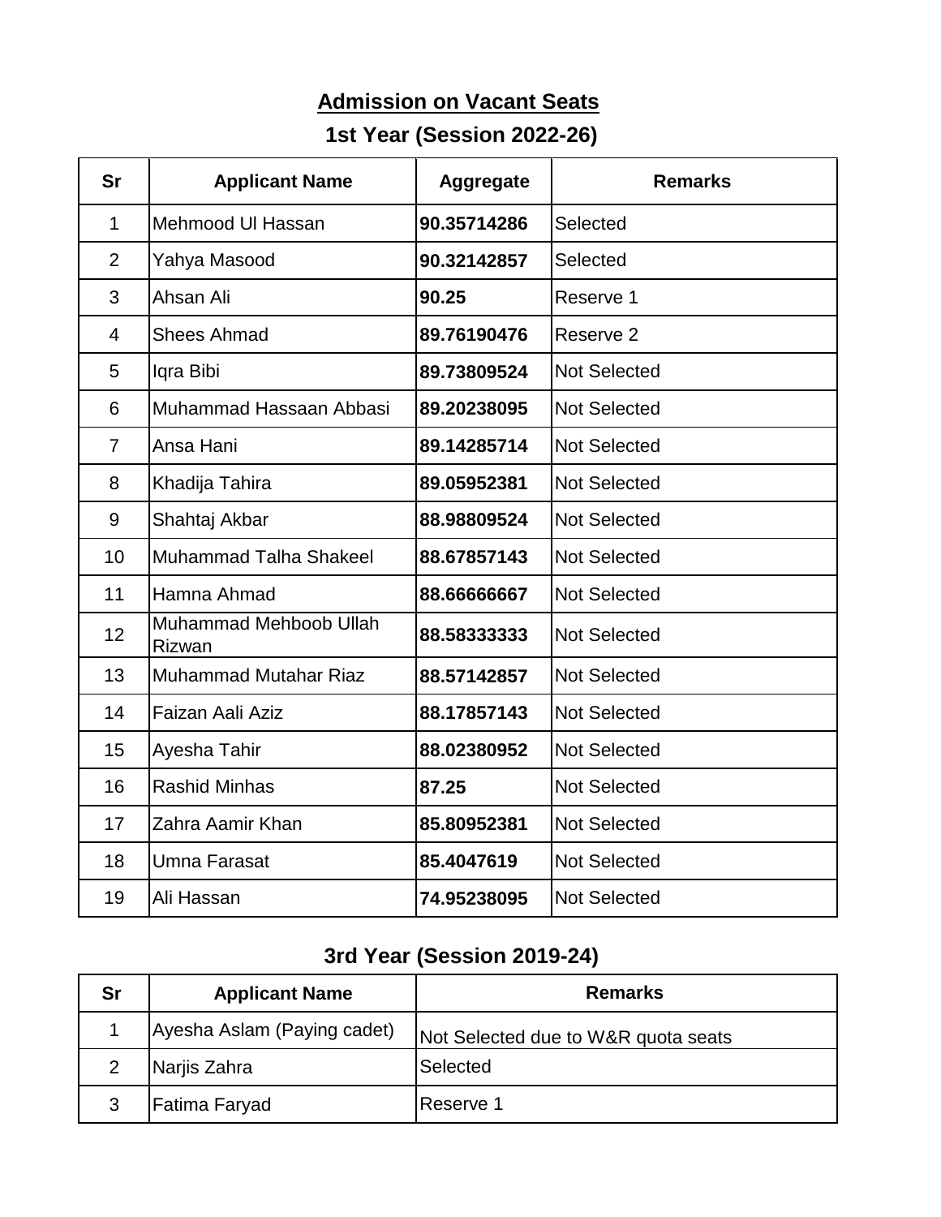# Admission on Vacant Seats

## 1st Year (Session 2022-26)

| Sr | Applicant Name | Aggregate | Remarks |
|---|---|---|---|
| 1 | Mehmood Ul Hassan | **90.35714286** | Selected |
| 2 | Yahya Masood | **90.32142857** | Selected |
| 3 | Ahsan Ali | **90.25** | Reserve 1 |
| 4 | Shees Ahmad | **89.76190476** | Reserve 2 |
| 5 | Iqra Bibi | **89.73809524** | Not Selected |
| 6 | Muhammad Hassaan Abbasi | **89.20238095** | Not Selected |
| 7 | Ansa Hani | **89.14285714** | Not Selected |
| 8 | Khadija Tahira | **89.05952381** | Not Selected |
| 9 | Shahtaj Akbar | **88.98809524** | Not Selected |
| 10 | Muhammad Talha Shakeel | **88.67857143** | Not Selected |
| 11 | Hamna Ahmad | **88.66666667** | Not Selected |
| 12 | Muhammad Mehboob Ullah Rizwan | **88.58333333** | Not Selected |
| 13 | Muhammad Mutahar Riaz | **88.57142857** | Not Selected |
| 14 | Faizan Aali Aziz | **88.17857143** | Not Selected |
| 15 | Ayesha Tahir | **88.02380952** | Not Selected |
| 16 | Rashid Minhas | **87.25** | Not Selected |
| 17 | Zahra Aamir Khan | **85.80952381** | Not Selected |
| 18 | Umna Farasat | **85.4047619** | Not Selected |
| 19 | Ali Hassan | **74.95238095** | Not Selected |

## 3rd Year (Session 2019-24)

| Sr | Applicant Name | Remarks |
|---|---|---|
| 1 | Ayesha Aslam (Paying cadet) | Not Selected due to W&R quota seats |
| 2 | Narjis Zahra | Selected |
| 3 | Fatima Faryad | Reserve 1 |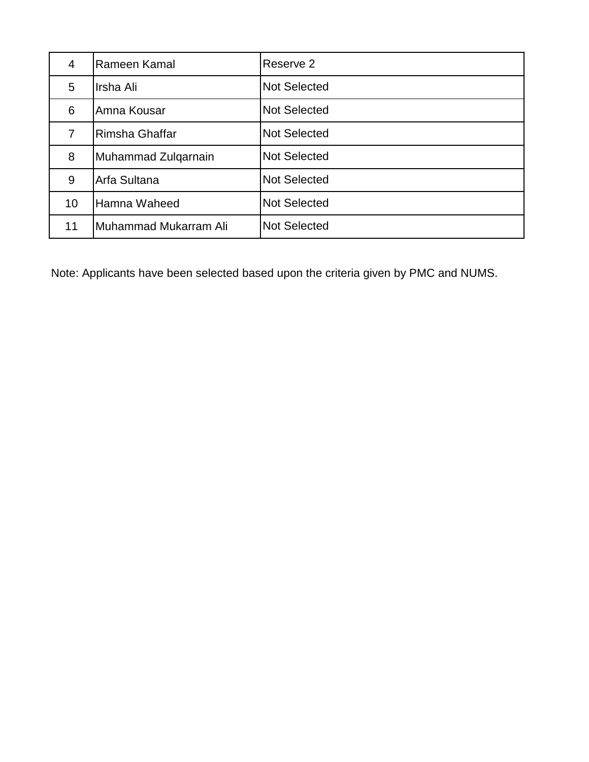| | | |
|---|---|---|
| 4 | Rameen Kamal | Reserve 2 |
| 5 | Irsha Ali | Not Selected |
| 6 | Amna Kousar | Not Selected |
| 7 | Rimsha Ghaffar | Not Selected |
| 8 | Muhammad Zulqarnain | Not Selected |
| 9 | Arfa Sultana | Not Selected |
| 10 | Hamna Waheed | Not Selected |
| 11 | Muhammad Mukarram Ali | Not Selected |

Note: Applicants have been selected based upon the criteria given by PMC and NUMS.